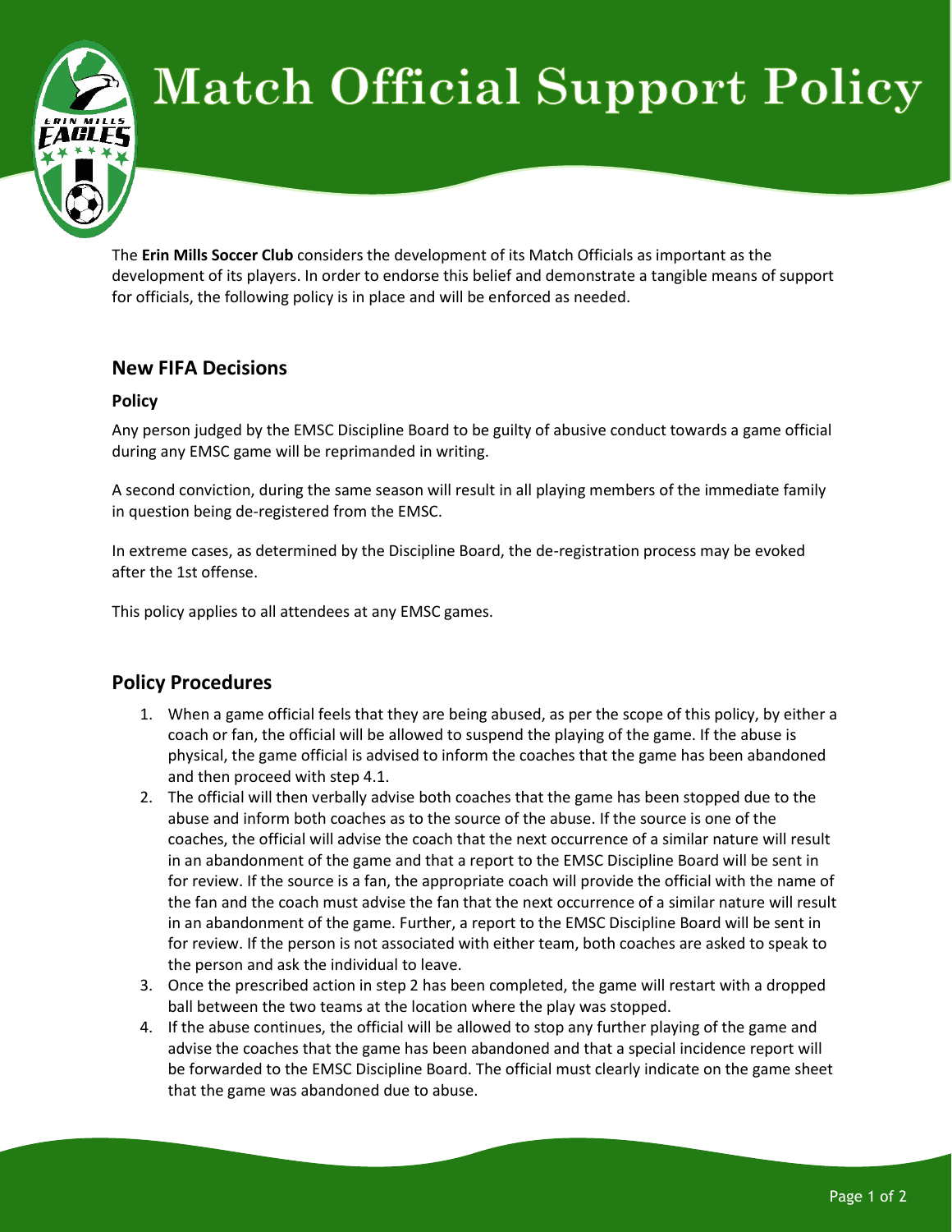# Match Official Support Policy

The **Erin Mills Soccer Club** considers the development of its Match Officials as important as the development of its players. In order to endorse this belief and demonstrate a tangible means of support for officials, the following policy is in place and will be enforced as needed.

## New FIFA Decisions

### Policy

Any person judged by the EMSC Discipline Board to be guilty of abusive conduct towards a game official during any EMSC game will be reprimanded in writing.

A second conviction, during the same season will result in all playing members of the immediate family in question being de-registered from the EMSC.

In extreme cases, as determined by the Discipline Board, the de-registration process may be evoked after the 1st offense.

This policy applies to all attendees at any EMSC games.

## Policy Procedures

1. When a game official feels that they are being abused, as per the scope of this policy, by either a coach or fan, the official will be allowed to suspend the playing of the game. If the abuse is physical, the game official is advised to inform the coaches that the game has been abandoned and then proceed with step 4.1.
2. The official will then verbally advise both coaches that the game has been stopped due to the abuse and inform both coaches as to the source of the abuse. If the source is one of the coaches, the official will advise the coach that the next occurrence of a similar nature will result in an abandonment of the game and that a report to the EMSC Discipline Board will be sent in for review. If the source is a fan, the appropriate coach will provide the official with the name of the fan and the coach must advise the fan that the next occurrence of a similar nature will result in an abandonment of the game. Further, a report to the EMSC Discipline Board will be sent in for review. If the person is not associated with either team, both coaches are asked to speak to the person and ask the individual to leave.
3. Once the prescribed action in step 2 has been completed, the game will restart with a dropped ball between the two teams at the location where the play was stopped.
4. If the abuse continues, the official will be allowed to stop any further playing of the game and advise the coaches that the game has been abandoned and that a special incidence report will be forwarded to the EMSC Discipline Board. The official must clearly indicate on the game sheet that the game was abandoned due to abuse.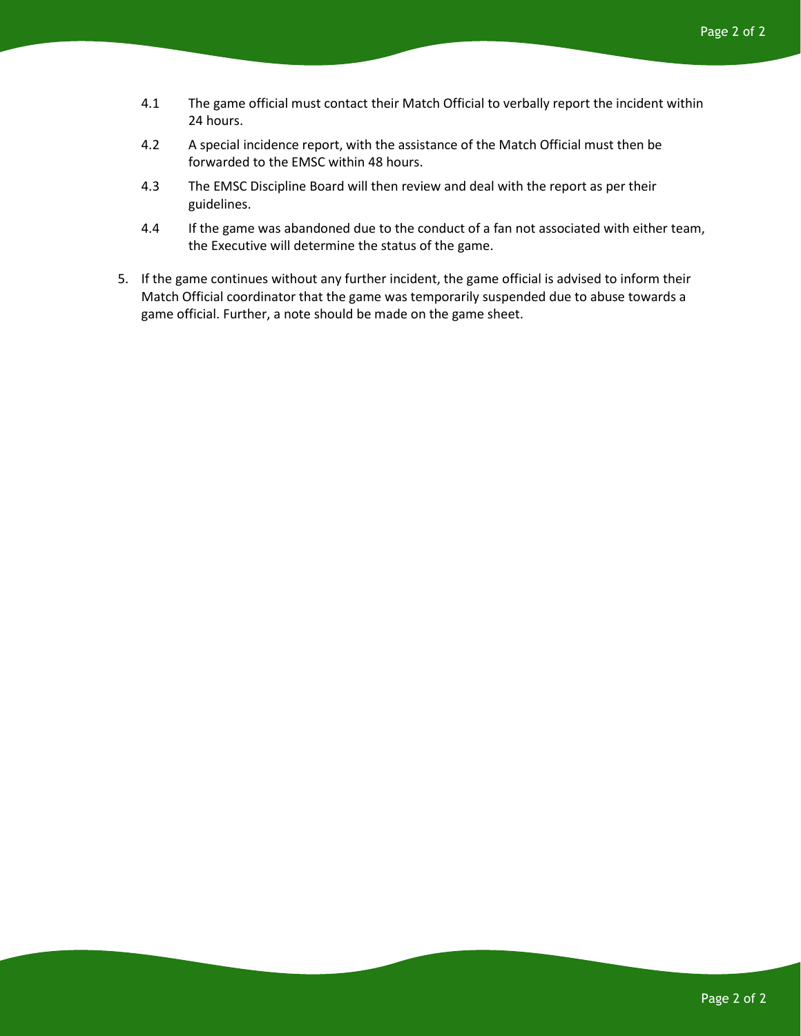4.1 The game official must contact their Match Official to verbally report the incident within 24 hours.

4.2 A special incidence report, with the assistance of the Match Official must then be forwarded to the EMSC within 48 hours.

4.3 The EMSC Discipline Board will then review and deal with the report as per their guidelines.

4.4 If the game was abandoned due to the conduct of a fan not associated with either team, the Executive will determine the status of the game.

5. If the game continues without any further incident, the game official is advised to inform their Match Official coordinator that the game was temporarily suspended due to abuse towards a game official. Further, a note should be made on the game sheet.